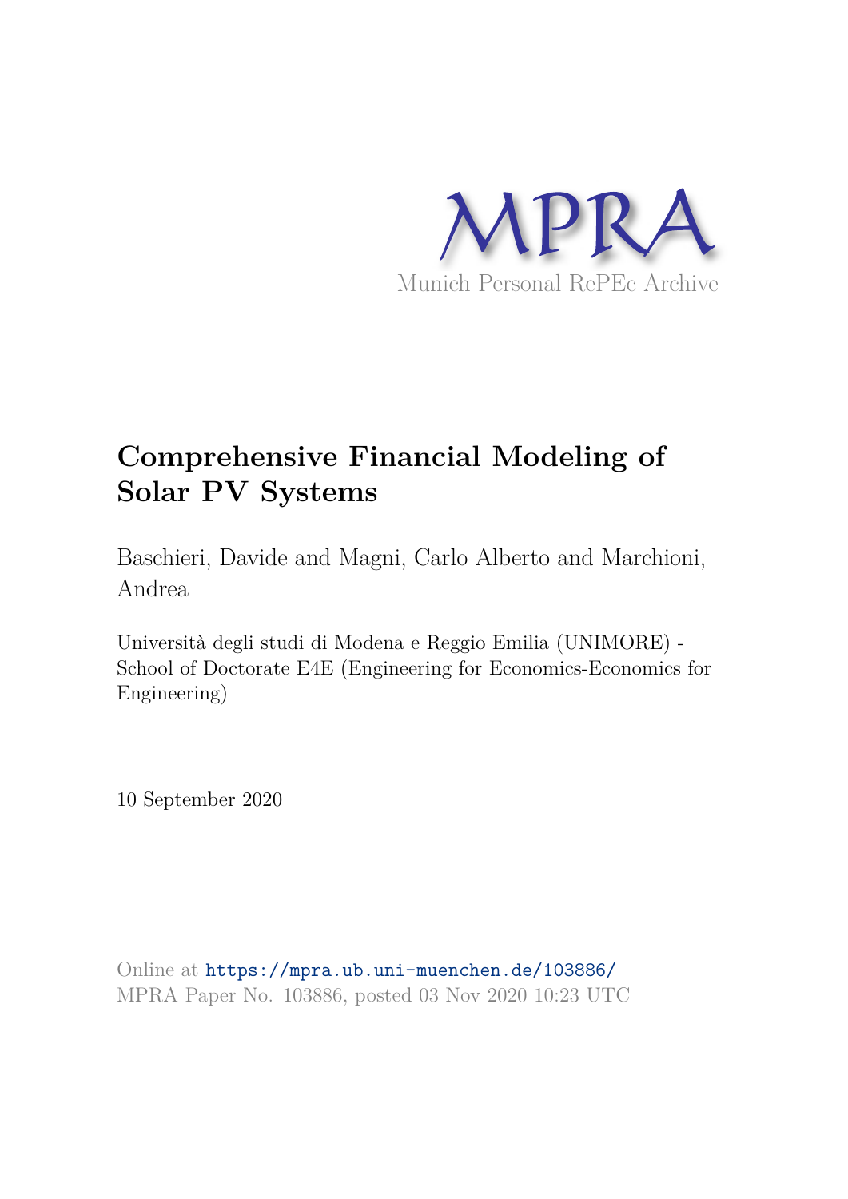MPRA

Munich Personal RePEc Archive

# Comprehensive Financial Modeling of Solar PV Systems

Baschieri, Davide and Magni, Carlo Alberto and Marchioni, Andrea

Università degli studi di Modena e Reggio Emilia (UNIMORE) - School of Doctorate E4E (Engineering for Economics-Economics for Engineering)

10 September 2020

Online at https://mpra.ub.uni-muenchen.de/103886/
MPRA Paper No. 103886, posted 03 Nov 2020 10:23 UTC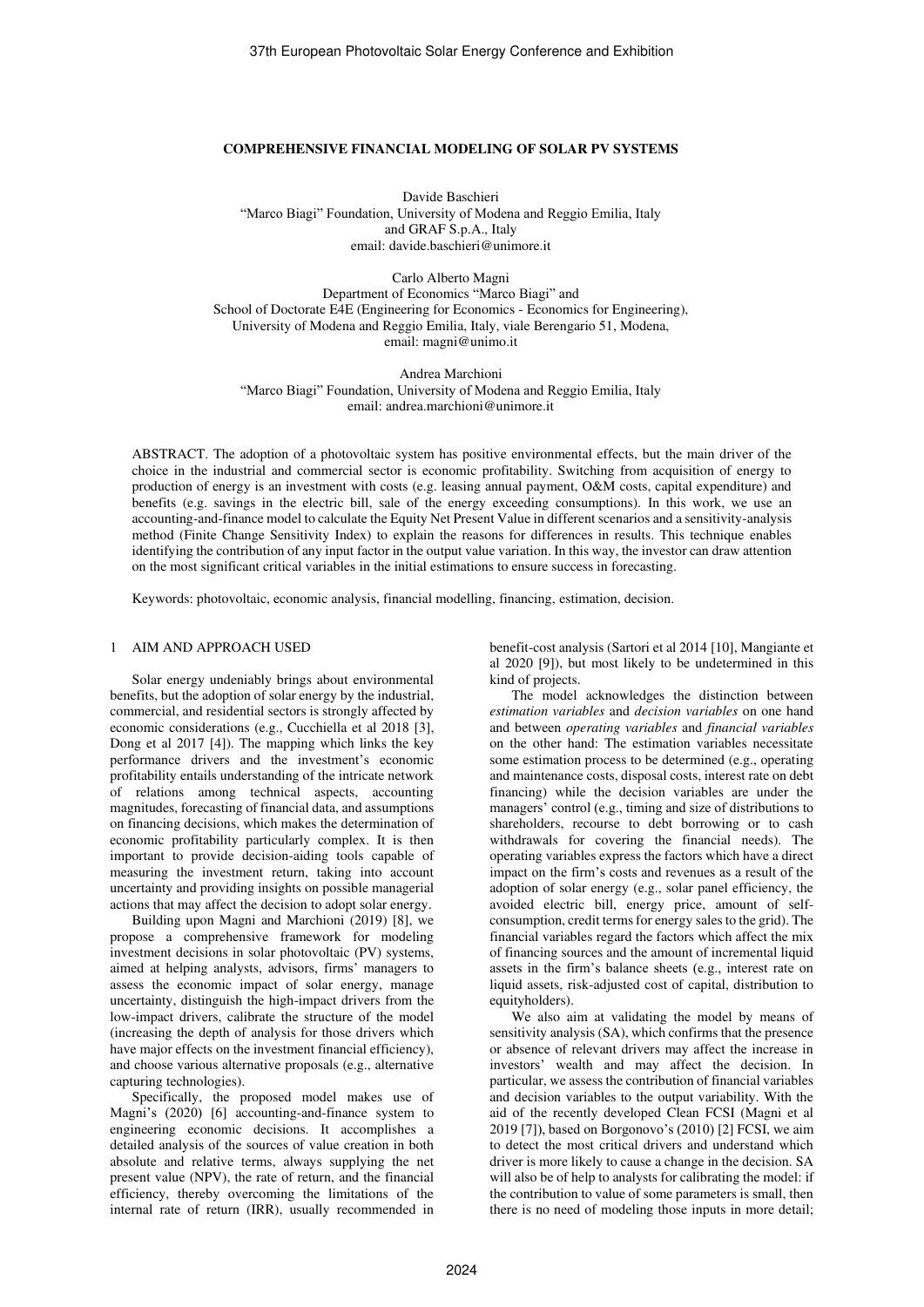## COMPREHENSIVE FINANCIAL MODELING OF SOLAR PV SYSTEMS

Davide Baschieri
"Marco Biagi" Foundation, University of Modena and Reggio Emilia, Italy
and GRAF S.p.A., Italy
email: davide.baschieri@unimore.it

Carlo Alberto Magni
Department of Economics "Marco Biagi" and
School of Doctorate E4E (Engineering for Economics - Economics for Engineering),
University of Modena and Reggio Emilia, viale Berengario 51, Modena,
email: magni@unimo.it

Andrea Marchioni
"Marco Biagi" Foundation, University of Modena and Reggio Emilia, Italy
email: andrea.marchioni@unimore.it

ABSTRACT. The adoption of a photovoltaic system has positive environmental effects, but the main driver of the choice in the industrial and commercial sector is economic profitability. Switching from acquisition of energy to production of energy is an investment with costs (e.g. leasing annual payment, O&M costs, capital expenditure) and benefits (e.g. savings in the electric bill, sale of the energy exceeding consumptions). In this work, we use an accounting-and-finance model to calculate the Equity Net Present Value in different scenarios and a sensitivity-analysis method (Finite Change Sensitivity Index) to explain the reasons for differences in results. This technique enables identifying the contribution of any input factor in the output value variation. In this way, the investor can draw attention on the most significant critical variables in the initial estimations to ensure success in forecasting.

Keywords: photovoltaic, economic analysis, financial modelling, financing, estimation, decision.

### 1 AIM AND APPROACH USED

Solar energy undeniably brings about environmental benefits, but the adoption of solar energy by the industrial, commercial, and residential sectors is strongly affected by economic considerations (e.g., Cucchiella et al 2018 [3], Dong et al 2017 [4]). The mapping which links the key performance drivers and the investment's economic profitability entails understanding of the intricate network of relations among technical aspects, accounting magnitudes, forecasting of financial data, and assumptions on financing decisions, which makes the determination of economic profitability particularly complex. It is then important to provide decision-aiding tools capable of measuring the investment return, taking into account uncertainty and providing insights on possible managerial actions that may affect the decision to adopt solar energy.

Building upon Magni and Marchioni (2019) [8], we propose a comprehensive framework for modeling investment decisions in solar photovoltaic (PV) systems, aimed at helping analysts, advisors, firms' managers to assess the economic impact of solar energy, manage uncertainty, distinguish the high-impact drivers from the low-impact drivers, calibrate the structure of the model (increasing the depth of analysis for those drivers which have major effects on the investment financial efficiency), and choose various alternative proposals (e.g., alternative capturing technologies).

Specifically, the proposed model makes use of Magni's (2020) [6] accounting-and-finance system to engineering economic decisions. It accomplishes a detailed analysis of the sources of value creation in both absolute and relative terms, always supplying the net present value (NPV), the rate of return, and the financial efficiency, thereby overcoming the limitations of the internal rate of return (IRR), usually recommended in benefit-cost analysis (Sartori et al 2014 [10], Mangiante et al 2020 [9]), but most likely to be undetermined in this kind of projects.

The model acknowledges the distinction between *estimation variables* and *decision variables* on one hand and between *operating variables* and *financial variables* on the other hand: The estimation variables necessitate some estimation process to be determined (e.g., operating and maintenance costs, disposal costs, interest rate on debt financing) while the decision variables are under the managers' control (e.g., timing and size of distributions to shareholders, recourse to debt borrowing or to cash withdrawals for covering the financial needs). The operating variables express the factors which have a direct impact on the firm's costs and revenues as a result of the adoption of solar energy (e.g., solar panel efficiency, the avoided electric bill, energy price, amount of self-consumption, credit terms for energy sales to the grid). The financial variables regard the factors which affect the mix of financing sources and the amount of incremental liquid assets in the firm's balance sheets (e.g., interest rate on liquid assets, risk-adjusted cost of capital, distribution to equityholders).

We also aim at validating the model by means of sensitivity analysis (SA), which confirms that the presence or absence of relevant drivers may affect the increase in investors' wealth and may affect the decision. In particular, we assess the contribution of financial variables and decision variables to the output variability. With the aid of the recently developed Clean FCSI (Magni et al 2019 [7]), based on Borgonovo's (2010) [2] FCSI, we aim to detect the most critical drivers and understand which driver is more likely to cause a change in the decision. SA will also be of help to analysts for calibrating the model: if the contribution to value of some parameters is small, then there is no need of modeling those inputs in more detail;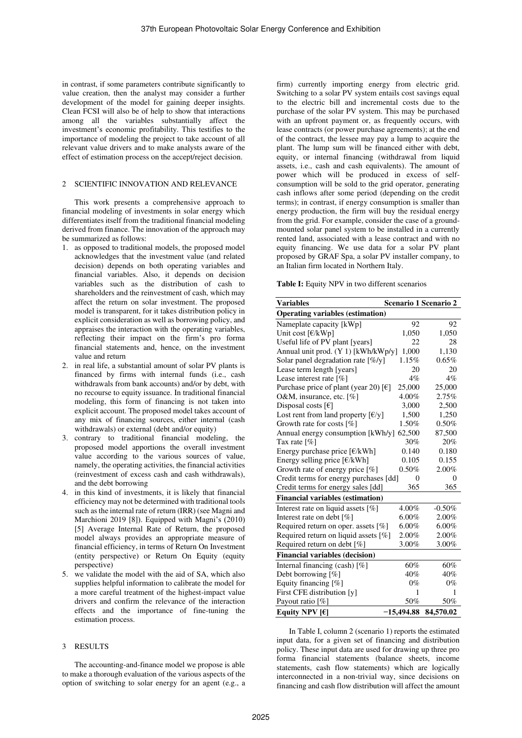in contrast, if some parameters contribute significantly to value creation, then the analyst may consider a further development of the model for gaining deeper insights. Clean FCSI will also be of help to show that interactions among all the variables substantially affect the investment's economic profitability. This testifies to the importance of modeling the project to take account of all relevant value drivers and to make analysts aware of the effect of estimation process on the accept/reject decision.

## 2 SCIENTIFIC INNOVATION AND RELEVANCE

This work presents a comprehensive approach to financial modeling of investments in solar energy which differentiates itself from the traditional financial modeling derived from finance. The innovation of the approach may be summarized as follows:

1. as opposed to traditional models, the proposed model acknowledges that the investment value (and related decision) depends on both operating variables and financial variables. Also, it depends on decision variables such as the distribution of cash to shareholders and the reinvestment of cash, which may affect the return on solar investment. The proposed model is transparent, for it takes distribution policy in explicit consideration as well as borrowing policy, and appraises the interaction with the operating variables, reflecting their impact on the firm's pro forma financial statements and, hence, on the investment value and return
2. in real life, a substantial amount of solar PV plants is financed by firms with internal funds (i.e., cash withdrawals from bank accounts) and/or by debt, with no recourse to equity issuance. In traditional financial modeling, this form of financing is not taken into explicit account. The proposed model takes account of any mix of financing sources, either internal (cash withdrawals) or external (debt and/or equity)
3. contrary to traditional financial modeling, the proposed model apportions the overall investment value according to the various sources of value, namely, the operating activities, the financial activities (reinvestment of excess cash and cash withdrawals), and the debt borrowing
4. in this kind of investments, it is likely that financial efficiency may not be determined with traditional tools such as the internal rate of return (IRR) (see Magni and Marchioni 2019 [8]). Equipped with Magni's (2010) [5] Average Internal Rate of Return, the proposed model always provides an appropriate measure of financial efficiency, in terms of Return On Investment (entity perspective) or Return On Equity (equity perspective)
5. we validate the model with the aid of SA, which also supplies helpful information to calibrate the model for a more careful treatment of the highest-impact value drivers and confirm the relevance of the interaction effects and the importance of fine-tuning the estimation process.

## 3 RESULTS

The accounting-and-finance model we propose is able to make a thorough evaluation of the various aspects of the option of switching to solar energy for an agent (e.g., a firm) currently importing energy from electric grid. Switching to a solar PV system entails cost savings equal to the electric bill and incremental costs due to the purchase of the solar PV system. This may be purchased with an upfront payment or, as frequently occurs, with lease contracts (or power purchase agreements); at the end of the contract, the lessee may pay a lump to acquire the plant. The lump sum will be financed either with debt, equity, or internal financing (withdrawal from liquid assets, i.e., cash and cash equivalents). The amount of power which will be produced in excess of self-consumption will be sold to the grid operator, generating cash inflows after some period (depending on the credit terms); in contrast, if energy consumption is smaller than energy production, the firm will buy the residual energy from the grid. For example, consider the case of a ground-mounted solar panel system to be installed in a currently rented land, associated with a lease contract and with no equity financing. We use data for a solar PV plant proposed by GRAF Spa, a solar PV installer company, to an Italian firm located in Northern Italy.

**Table I:** Equity NPV in two different scenarios

| Variables | Scenario 1 | Scenario 2 |
|---|---|---|
| **Operating variables (estimation)** | | |
| Nameplate capacity [kWp] | 92 | 92 |
| Unit cost [€/kWp] | 1,050 | 1,050 |
| Useful life of PV plant [years] | 22 | 28 |
| Annual unit prod. (Y 1) [kWh/kWp/y] | 1,000 | 1,130 |
| Solar panel degradation rate [%/y] | 1.15% | 0.65% |
| Lease term length [years] | 20 | 20 |
| Lease interest rate [%] | 4% | 4% |
| Purchase price of plant (year 20) [€] | 25,000 | 25,000 |
| O&M, insurance, etc. [%] | 4.00% | 2.75% |
| Disposal costs [€] | 3,000 | 2,500 |
| Lost rent from land property [€/y] | 1,500 | 1,250 |
| Growth rate for costs [%] | 1.50% | 0.50% |
| Annual energy consumption [kWh/y] | 62,500 | 87,500 |
| Tax rate [%] | 30% | 20% |
| Energy purchase price [€/kWh] | 0.140 | 0.180 |
| Energy selling price [€/kWh] | 0.105 | 0.155 |
| Growth rate of energy price [%] | 0.50% | 2.00% |
| Credit terms for energy purchases [dd] | 0 | 0 |
| Credit terms for energy sales [dd] | 365 | 365 |
| **Financial variables (estimation)** | | |
| Interest rate on liquid assets [%] | 4.00% | -0.50% |
| Interest rate on debt [%] | 6.00% | 2.00% |
| Required return on oper. assets [%] | 6.00% | 6.00% |
| Required return on liquid assets [%] | 2.00% | 2.00% |
| Required return on debt [%] | 3.00% | 3.00% |
| **Financial variables (decision)** | | |
| Internal financing (cash) [%] | 60% | 60% |
| Debt borrowing [%] | 40% | 40% |
| Equity financing [%] | 0% | 0% |
| First CFE distribution [y] | 1 | 1 |
| Payout ratio [%] | 50% | 50% |
| **Equity NPV [€]** | **−15,494.88** | **84,570.02** |

In Table I, column 2 (scenario 1) reports the estimated input data, for a given set of financing and distribution policy. These input data are used for drawing up three pro forma financial statements (balance sheets, income statements, cash flow statements) which are logically interconnected in a non-trivial way, since decisions on financing and cash flow distribution will affect the amount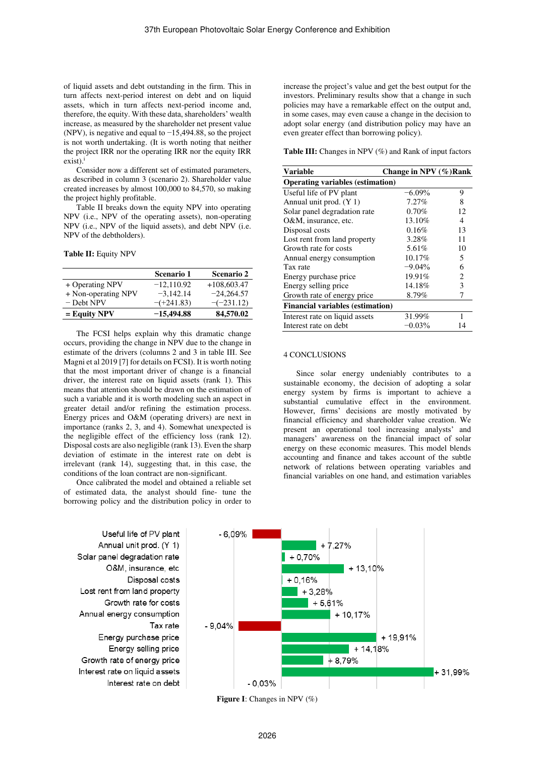of liquid assets and debt outstanding in the firm. This in turn affects next-period interest on debt and on liquid assets, which in turn affects next-period income and, therefore, the equity. With these data, shareholders' wealth increase, as measured by the shareholder net present value (NPV), is negative and equal to −15,494.88, so the project is not worth undertaking. (It is worth noting that neither the project IRR nor the operating IRR nor the equity IRR exist).[1]

Consider now a different set of estimated parameters, as described in column 3 (scenario 2). Shareholder value created increases by almost 100,000 to 84,570, so making the project highly profitable.

Table II breaks down the equity NPV into operating NPV (i.e., NPV of the operating assets), non-operating NPV (i.e., NPV of the liquid assets), and debt NPV (i.e. NPV of the debtholders).

**Table II:** Equity NPV

| | Scenario 1 | Scenario 2 |
|---|---|---|
| + Operating NPV | −12,110.92 | +108,603.47 |
| + Non-operating NPV | −3,142.14 | −24,264.57 |
| − Debt NPV | −(+241.83) | −(−231.12) |
| **= Equity NPV** | **−15,494.88** | **84,570.02** |

The FCSI helps explain why this dramatic change occurs, providing the change in NPV due to the change in estimate of the drivers (columns 2 and 3 in table III. See Magni et al 2019 [7] for details on FCSI). It is worth noting that the most important driver of change is a financial driver, the interest rate on liquid assets (rank 1). This means that attention should be drawn on the estimation of such a variable and it is worth modeling such an aspect in greater detail and/or refining the estimation process. Energy prices and O&M (operating drivers) are next in importance (ranks 2, 3, and 4). Somewhat unexpected is the negligible effect of the efficiency loss (rank 12). Disposal costs are also negligible (rank 13). Even the sharp deviation of estimate in the interest rate on debt is irrelevant (rank 14), suggesting that, in this case, the conditions of the loan contract are non-significant.

Once calibrated the model and obtained a reliable set of estimated data, the analyst should fine- tune the borrowing policy and the distribution policy in order to increase the project's value and get the best output for the investors. Preliminary results show that a change in such policies may have a remarkable effect on the output and, in some cases, may even cause a change in the decision to adopt solar energy (and distribution policy may have an even greater effect than borrowing policy).

**Table III:** Changes in NPV (%) and Rank of input factors

| Variable | Change in NPV (%) | Rank |
|---|---|---|
| **Operating variables (estimation)** | | |
| Useful life of PV plant | −6.09% | 9 |
| Annual unit prod. (Y 1) | 7.27% | 8 |
| Solar panel degradation rate | 0.70% | 12 |
| O&M, insurance, etc. | 13.10% | 4 |
| Disposal costs | 0.16% | 13 |
| Lost rent from land property | 3.28% | 11 |
| Growth rate for costs | 5.61% | 10 |
| Annual energy consumption | 10.17% | 5 |
| Tax rate | −9.04% | 6 |
| Energy purchase price | 19.91% | 2 |
| Energy selling price | 14.18% | 3 |
| Growth rate of energy price | 8.79% | 7 |
| **Financial variables (estimation)** | | |
| Interest rate on liquid assets | 31.99% | 1 |
| Interest rate on debt | −0.03% | 14 |

## 4 CONCLUSIONS

Since solar energy undeniably contributes to a sustainable economy, the decision of adopting a solar energy system by firms is important to achieve a substantial cumulative effect in the environment. However, firms' decisions are mostly motivated by financial efficiency and shareholder value creation. We present an operational tool increasing analysts' and managers' awareness on the financial impact of solar energy on these economic measures. This model blends accounting and finance and takes account of the subtle network of relations between operating variables and financial variables on one hand, and estimation variables

| Variable | Change in NPV |
|---|---|
| Useful life of PV plant | - 6,09% |
| Annual unit prod. (Y 1) | + 7,27% |
| Solar panel degradation rate | + 0,70% |
| O&M, insurance, etc | + 13,10% |
| Disposal costs | + 0,16% |
| Lost rent from land property | + 3,28% |
| Growth rate for costs | + 5,61% |
| Annual energy consumption | + 10,17% |
| Tax rate | - 9,04% |
| Energy purchase price | + 19,91% |
| Energy selling price | + 14,18% |
| Growth rate of energy price | + 8,79% |
| Interest rate on liquid assets | + 31,99% |
| Interest rate on debt | - 0,03% |

**Figure I**: Changes in NPV (%)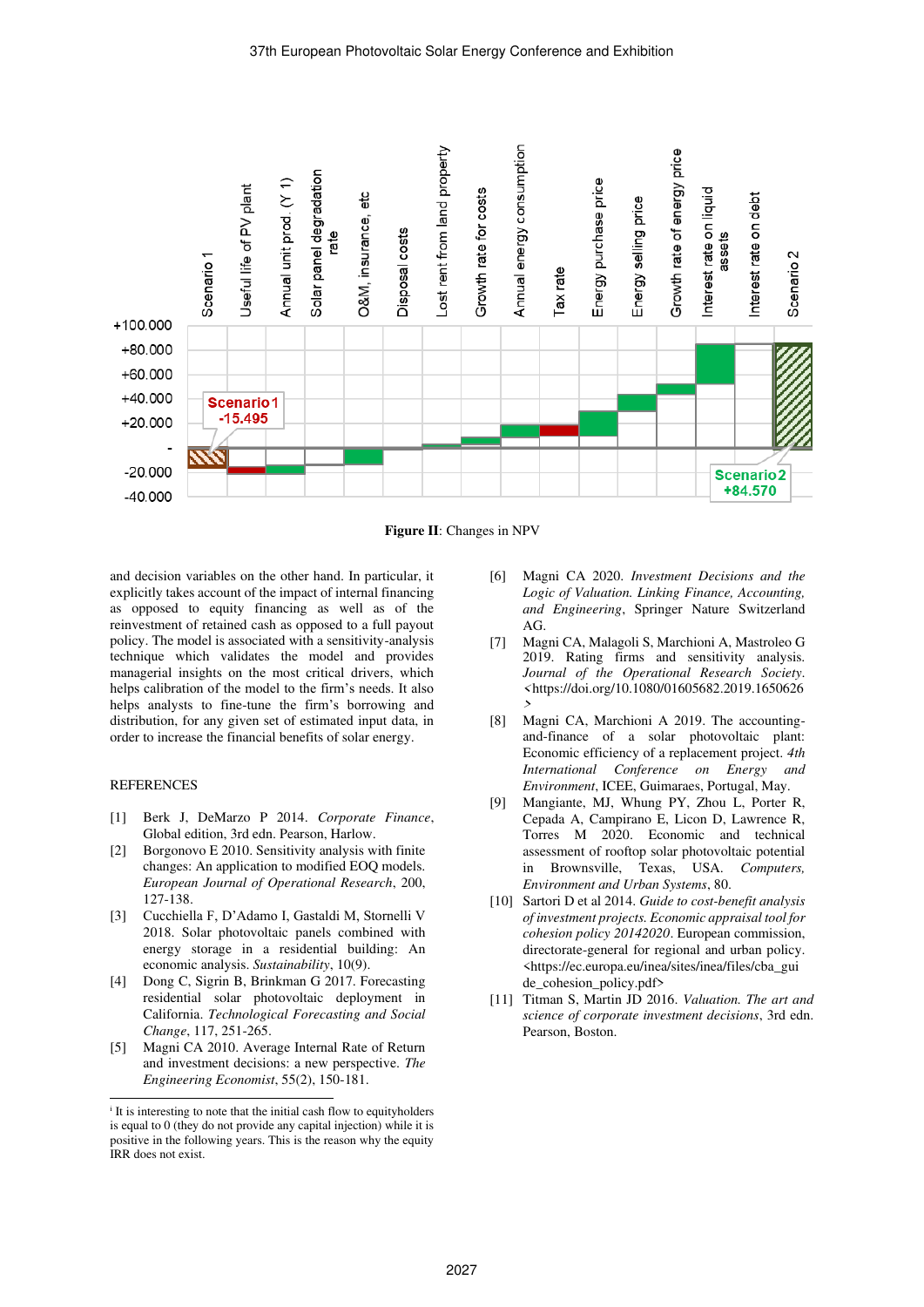Scenario 1
Useful life of PV plant
Annual unit prod. (Y 1)
Solar panel degradation rate
O&M, insurance, etc
Disposal costs
Lost rent from land property
Growth rate for costs
Annual energy consumption
Tax rate
Energy purchase price
Energy selling price
Growth rate of energy price
Interest rate on liquid assets
Interest rate on debt
Scenario 2

+100.000
+80.000
+60.000
+40.000
+20.000
-
-20.000
-40.000

Scenario1
-15.495

Scenario2
+84.570

**Figure II**: Changes in NPV

and decision variables on the other hand. In particular, it explicitly takes account of the impact of internal financing as opposed to equity financing as well as of the reinvestment of retained cash as opposed to a full payout policy. The model is associated with a sensitivity-analysis technique which validates the model and provides managerial insights on the most critical drivers, which helps calibration of the model to the firm's needs. It also helps analysts to fine-tune the firm's borrowing and distribution, for any given set of estimated input data, in order to increase the financial benefits of solar energy.

## REFERENCES

[1] Berk J, DeMarzo P 2014. *Corporate Finance*, Global edition, 3rd edn. Pearson, Harlow.

[2] Borgonovo E 2010. Sensitivity analysis with finite changes: An application to modified EOQ models. *European Journal of Operational Research*, 200, 127-138.

[3] Cucchiella F, D'Adamo I, Gastaldi M, Stornelli V 2018. Solar photovoltaic panels combined with energy storage in a residential building: An economic analysis. *Sustainability*, 10(9).

[4] Dong C, Sigrin B, Brinkman G 2017. Forecasting residential solar photovoltaic deployment in California. *Technological Forecasting and Social Change*, 117, 251-265.

[5] Magni CA 2010. Average Internal Rate of Return and investment decisions: a new perspective. *The Engineering Economist*, 55(2), 150-181.

[6] Magni CA 2020. *Investment Decisions and the Logic of Valuation. Linking Finance, Accounting, and Engineering*, Springer Nature Switzerland AG.

[7] Magni CA, Malagoli S, Marchioni A, Mastroleo G 2019. Rating firms and sensitivity analysis. *Journal of the Operational Research Society*. <https://doi.org/10.1080/01605682.2019.1650626>

[8] Magni CA, Marchioni A 2019. The accounting-and-finance of a solar photovoltaic plant: Economic efficiency of a replacement project. *4th International Conference on Energy and Environment*, ICEE, Guimaraes, Portugal, May.

[9] Mangiante, MJ, Whung PY, Zhou L, Porter R, Cepada A, Campirano E, Licon D, Lawrence R, Torres M 2020. Economic and technical assessment of rooftop solar photovoltaic potential in Brownsville, Texas, USA. *Computers, Environment and Urban Systems*, 80.

[10] Sartori D et al 2014. *Guide to cost-benefit analysis of investment projects. Economic appraisal tool for cohesion policy 20142020*. European commission, directorate-general for regional and urban policy. <https://ec.europa.eu/inea/sites/inea/files/cba_guide_cohesion_policy.pdf>

[11] Titman S, Martin JD 2016. *Valuation. The art and science of corporate investment decisions*, 3rd edn. Pearson, Boston.

---

[i] It is interesting to note that the initial cash flow to equityholders is equal to 0 (they do not provide any capital injection) while it is positive in the following years. This is the reason why the equity IRR does not exist.